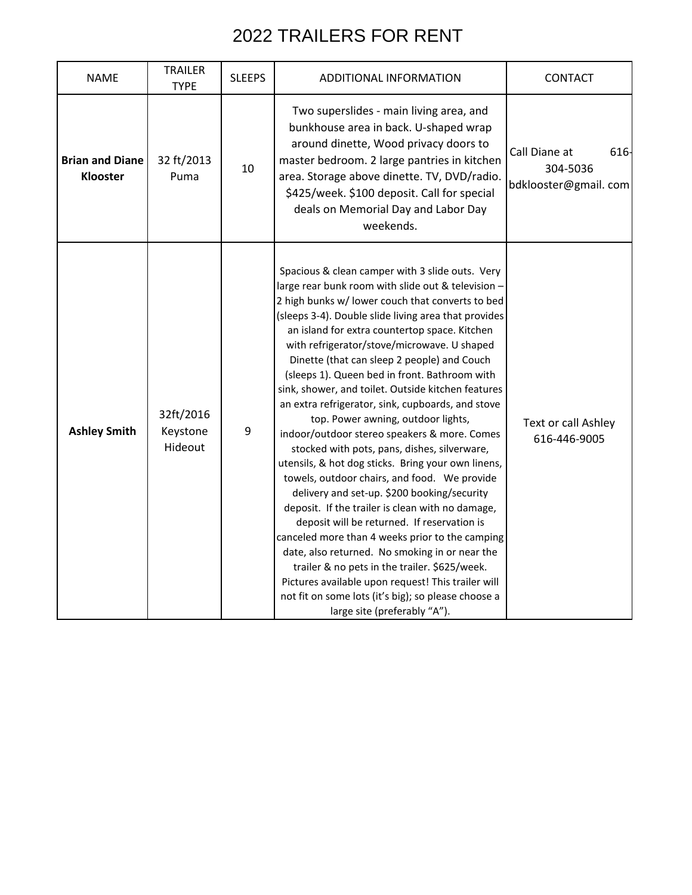# 2022 TRAILERS FOR RENT

| NAME | TRAILER TYPE | SLEEPS | ADDITIONAL INFORMATION | CONTACT |
|---|---|---|---|---|
| **Brian and Diane Klooster** | 32 ft/2013 Puma | 10 | Two superslides - main living area, and bunkhouse area in back. U-shaped wrap around dinette, Wood privacy doors to master bedroom. 2 large pantries in kitchen area. Storage above dinette. TV, DVD/radio. $425/week. $100 deposit. Call for special deals on Memorial Day and Labor Day weekends. | Call Diane at 616-304-5036 bdklooster@gmail. com |
| **Ashley Smith** | 32ft/2016 Keystone Hideout | 9 | Spacious & clean camper with 3 slide outs. Very large rear bunk room with slide out & television – 2 high bunks w/ lower couch that converts to bed (sleeps 3-4). Double slide living area that provides an island for extra countertop space. Kitchen with refrigerator/stove/microwave. U shaped Dinette (that can sleep 2 people) and Couch (sleeps 1). Queen bed in front. Bathroom with sink, shower, and toilet. Outside kitchen features an extra refrigerator, sink, cupboards, and stove top. Power awning, outdoor lights, indoor/outdoor stereo speakers & more. Comes stocked with pots, pans, dishes, silverware, utensils, & hot dog sticks. Bring your own linens, towels, outdoor chairs, and food. We provide delivery and set-up. $200 booking/security deposit. If the trailer is clean with no damage, deposit will be returned. If reservation is canceled more than 4 weeks prior to the camping date, also returned. No smoking in or near the trailer & no pets in the trailer. $625/week. Pictures available upon request! This trailer will not fit on some lots (it's big); so please choose a large site (preferably "A"). | Text or call Ashley 616-446-9005 |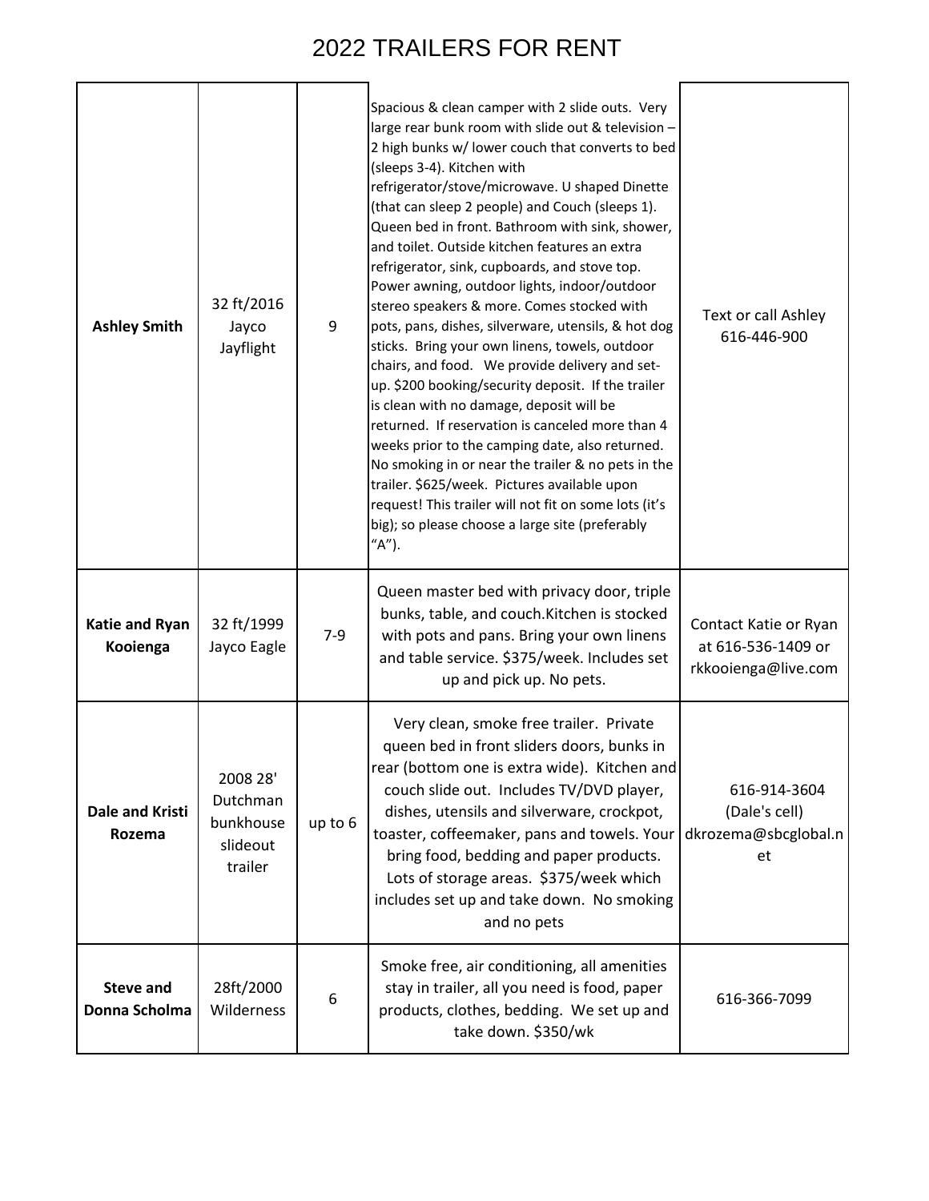# 2022 TRAILERS FOR RENT

| | | | | |
|---|---|---|---|---|
| **Ashley Smith** | 32 ft/2016 Jayco Jayflight | 9 | Spacious & clean camper with 2 slide outs. Very large rear bunk room with slide out & television – 2 high bunks w/ lower couch that converts to bed (sleeps 3-4). Kitchen with refrigerator/stove/microwave. U shaped Dinette (that can sleep 2 people) and Couch (sleeps 1). Queen bed in front. Bathroom with sink, shower, and toilet. Outside kitchen features an extra refrigerator, sink, cupboards, and stove top. Power awning, outdoor lights, indoor/outdoor stereo speakers & more. Comes stocked with pots, pans, dishes, silverware, utensils, & hot dog sticks. Bring your own linens, towels, outdoor chairs, and food. We provide delivery and set-up. $200 booking/security deposit. If the trailer is clean with no damage, deposit will be returned. If reservation is canceled more than 4 weeks prior to the camping date, also returned. No smoking in or near the trailer & no pets in the trailer. $625/week. Pictures available upon request! This trailer will not fit on some lots (it's big); so please choose a large site (preferably "A"). | Text or call Ashley 616-446-900 |
| **Katie and Ryan Kooienga** | 32 ft/1999 Jayco Eagle | 7-9 | Queen master bed with privacy door, triple bunks, table, and couch.Kitchen is stocked with pots and pans. Bring your own linens and table service. $375/week. Includes set up and pick up. No pets. | Contact Katie or Ryan at 616-536-1409 or rkkooienga@live.com |
| **Dale and Kristi Rozema** | 2008 28' Dutchman bunkhouse slideout trailer | up to 6 | Very clean, smoke free trailer. Private queen bed in front sliders doors, bunks in rear (bottom one is extra wide). Kitchen and couch slide out. Includes TV/DVD player, dishes, utensils and silverware, crockpot, toaster, coffeemaker, pans and towels. Your bring food, bedding and paper products. Lots of storage areas. $375/week which includes set up and take down. No smoking and no pets | 616-914-3604 (Dale's cell) dkrozema@sbcglobal.net |
| **Steve and Donna Scholma** | 28ft/2000 Wilderness | 6 | Smoke free, air conditioning, all amenities stay in trailer, all you need is food, paper products, clothes, bedding. We set up and take down. $350/wk | 616-366-7099 |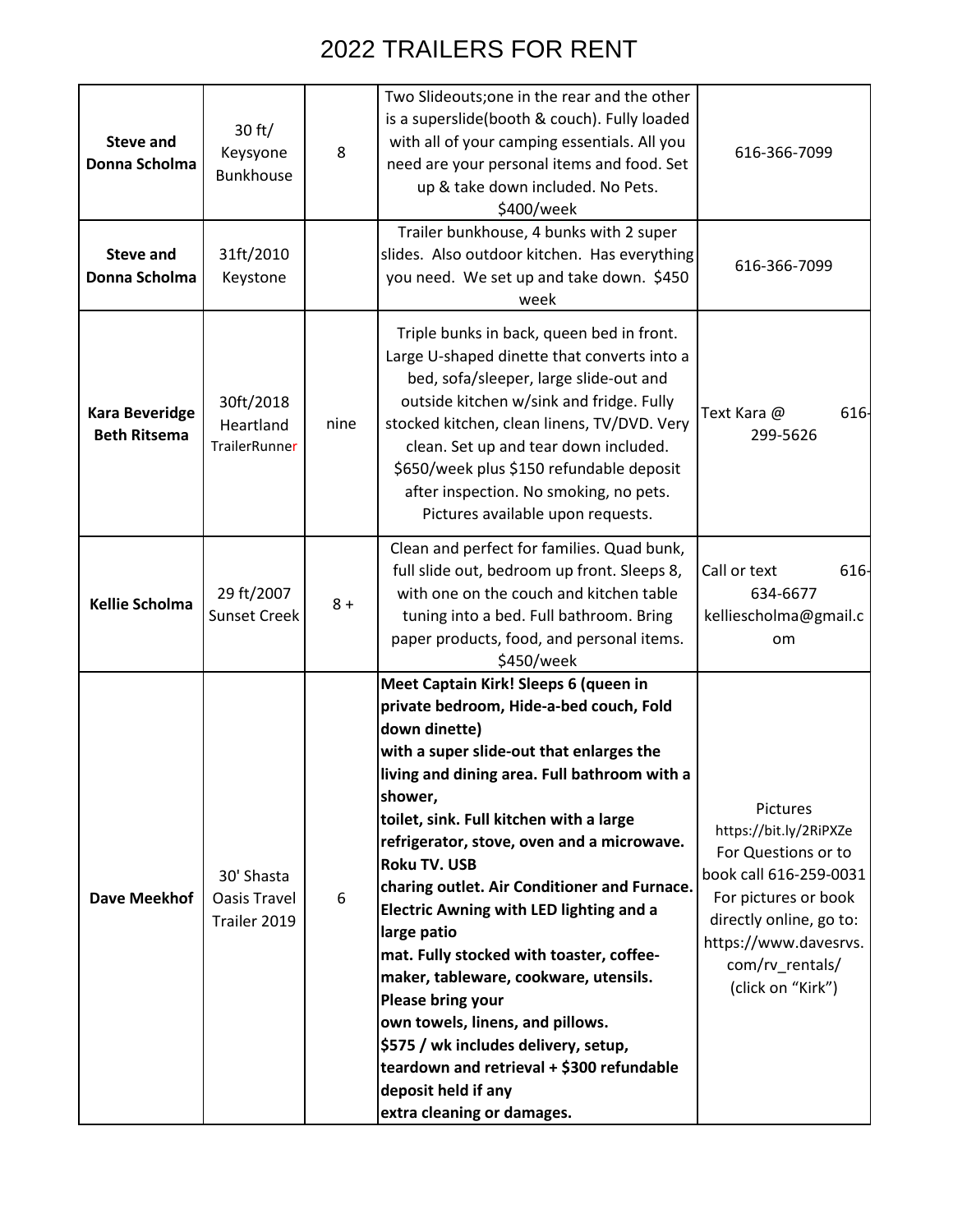# 2022 TRAILERS FOR RENT

| | | | | |
|---|---|---|---|---|
| **Steve and Donna Scholma** | 30 ft/ Keysyone Bunkhouse | 8 | Two Slideouts;one in the rear and the other is a superslide(booth & couch). Fully loaded with all of your camping essentials. All you need are your personal items and food. Set up & take down included. No Pets. $400/week | 616-366-7099 |
| **Steve and Donna Scholma** | 31ft/2010 Keystone | | Trailer bunkhouse, 4 bunks with 2 super slides. Also outdoor kitchen. Has everything you need. We set up and take down. $450 week | 616-366-7099 |
| **Kara Beveridge Beth Ritsema** | 30ft/2018 Heartland TrailerRunner | nine | Triple bunks in back, queen bed in front. Large U-shaped dinette that converts into a bed, sofa/sleeper, large slide-out and outside kitchen w/sink and fridge. Fully stocked kitchen, clean linens, TV/DVD. Very clean. Set up and tear down included. $650/week plus $150 refundable deposit after inspection. No smoking, no pets. Pictures available upon requests. | Text Kara @ 616-299-5626 |
| **Kellie Scholma** | 29 ft/2007 Sunset Creek | 8 + | Clean and perfect for families. Quad bunk, full slide out, bedroom up front. Sleeps 8, with one on the couch and kitchen table tuning into a bed. Full bathroom. Bring paper products, food, and personal items. $450/week | Call or text 616-634-6677 kelliescholma@gmail.com |
| **Dave Meekhof** | 30' Shasta Oasis Travel Trailer 2019 | 6 | **Meet Captain Kirk! Sleeps 6 (queen in private bedroom, Hide-a-bed couch, Fold down dinette) with a super slide-out that enlarges the living and dining area. Full bathroom with a shower, toilet, sink. Full kitchen with a large refrigerator, stove, oven and a microwave. Roku TV. USB charing outlet. Air Conditioner and Furnace. Electric Awning with LED lighting and a large patio mat. Fully stocked with toaster, coffee-maker, tableware, cookware, utensils. Please bring your own towels, linens, and pillows. $575 / wk includes delivery, setup, teardown and retrieval + $300 refundable deposit held if any extra cleaning or damages.** | Pictures https://bit.ly/2RiPXZe For Questions or to book call 616-259-0031 For pictures or book directly online, go to: https://www.davesrvs.com/rv_rentals/ (click on "Kirk") |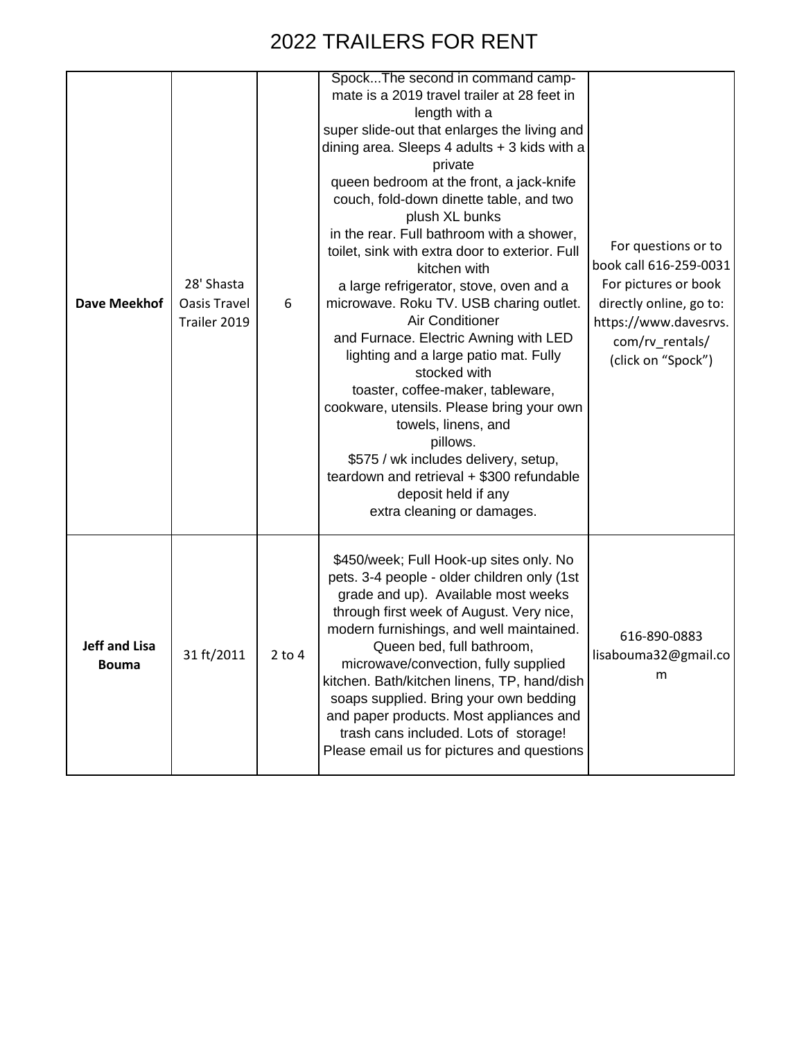# 2022 TRAILERS FOR RENT

| | | | | |
|---|---|---|---|---|
| **Dave Meekhof** | 28' Shasta Oasis Travel Trailer 2019 | 6 | Spock...The second in command camp-mate is a 2019 travel trailer at 28 feet in length with a super slide-out that enlarges the living and dining area. Sleeps 4 adults + 3 kids with a private queen bedroom at the front, a jack-knife couch, fold-down dinette table, and two plush XL bunks in the rear. Full bathroom with a shower, toilet, sink with extra door to exterior. Full kitchen with a large refrigerator, stove, oven and a microwave. Roku TV. USB charing outlet. Air Conditioner and Furnace. Electric Awning with LED lighting and a large patio mat. Fully stocked with toaster, coffee-maker, tableware, cookware, utensils. Please bring your own towels, linens, and pillows. $575 / wk includes delivery, setup, teardown and retrieval + $300 refundable deposit held if any extra cleaning or damages. | For questions or to book call 616-259-0031 For pictures or book directly online, go to: https://www.davesrvs.com/rv_rentals/ (click on "Spock") |
| **Jeff and Lisa Bouma** | 31 ft/2011 | 2 to 4 | $450/week; Full Hook-up sites only. No pets. 3-4 people - older children only (1st grade and up). Available most weeks through first week of August. Very nice, modern furnishings, and well maintained. Queen bed, full bathroom, microwave/convection, fully supplied kitchen. Bath/kitchen linens, TP, hand/dish soaps supplied. Bring your own bedding and paper products. Most appliances and trash cans included. Lots of storage! Please email us for pictures and questions | 616-890-0883 lisabouma32@gmail.com |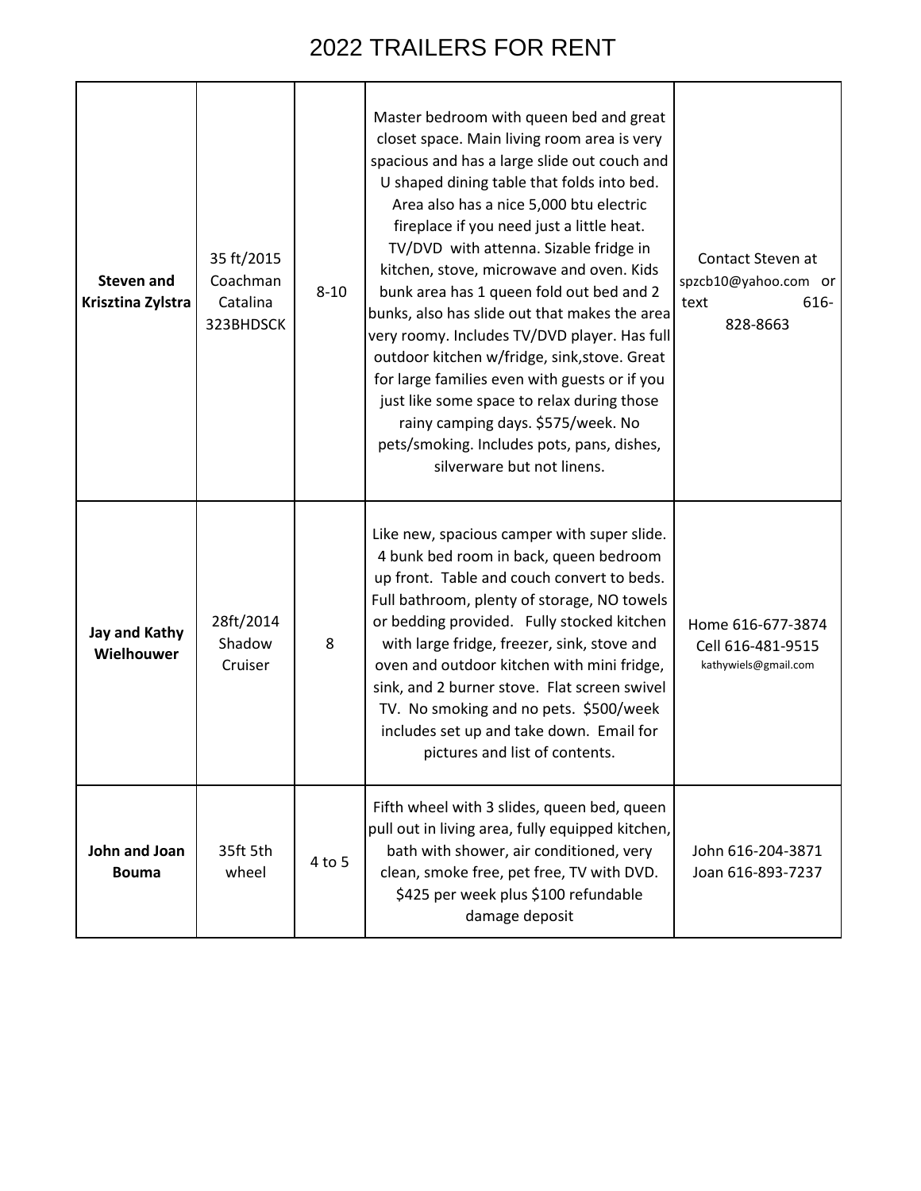# 2022 TRAILERS FOR RENT

| | | | | |
|---|---|---|---|---|
| **Steven and Krisztina Zylstra** | 35 ft/2015 Coachman Catalina 323BHDSCK | 8-10 | Master bedroom with queen bed and great closet space. Main living room area is very spacious and has a large slide out couch and U shaped dining table that folds into bed. Area also has a nice 5,000 btu electric fireplace if you need just a little heat. TV/DVD with attenna. Sizable fridge in kitchen, stove, microwave and oven. Kids bunk area has 1 queen fold out bed and 2 bunks, also has slide out that makes the area very roomy. Includes TV/DVD player. Has full outdoor kitchen w/fridge, sink,stove. Great for large families even with guests or if you just like some space to relax during those rainy camping days. $575/week. No pets/smoking. Includes pots, pans, dishes, silverware but not linens. | Contact Steven at spzcb10@yahoo.com or text 616-828-8663 |
| **Jay and Kathy Wielhouwer** | 28ft/2014 Shadow Cruiser | 8 | Like new, spacious camper with super slide. 4 bunk bed room in back, queen bedroom up front. Table and couch convert to beds. Full bathroom, plenty of storage, NO towels or bedding provided. Fully stocked kitchen with large fridge, freezer, sink, stove and oven and outdoor kitchen with mini fridge, sink, and 2 burner stove. Flat screen swivel TV. No smoking and no pets. $500/week includes set up and take down. Email for pictures and list of contents. | Home 616-677-3874 Cell 616-481-9515 kathywiels@gmail.com |
| **John and Joan Bouma** | 35ft 5th wheel | 4 to 5 | Fifth wheel with 3 slides, queen bed, queen pull out in living area, fully equipped kitchen, bath with shower, air conditioned, very clean, smoke free, pet free, TV with DVD. $425 per week plus $100 refundable damage deposit | John 616-204-3871 Joan 616-893-7237 |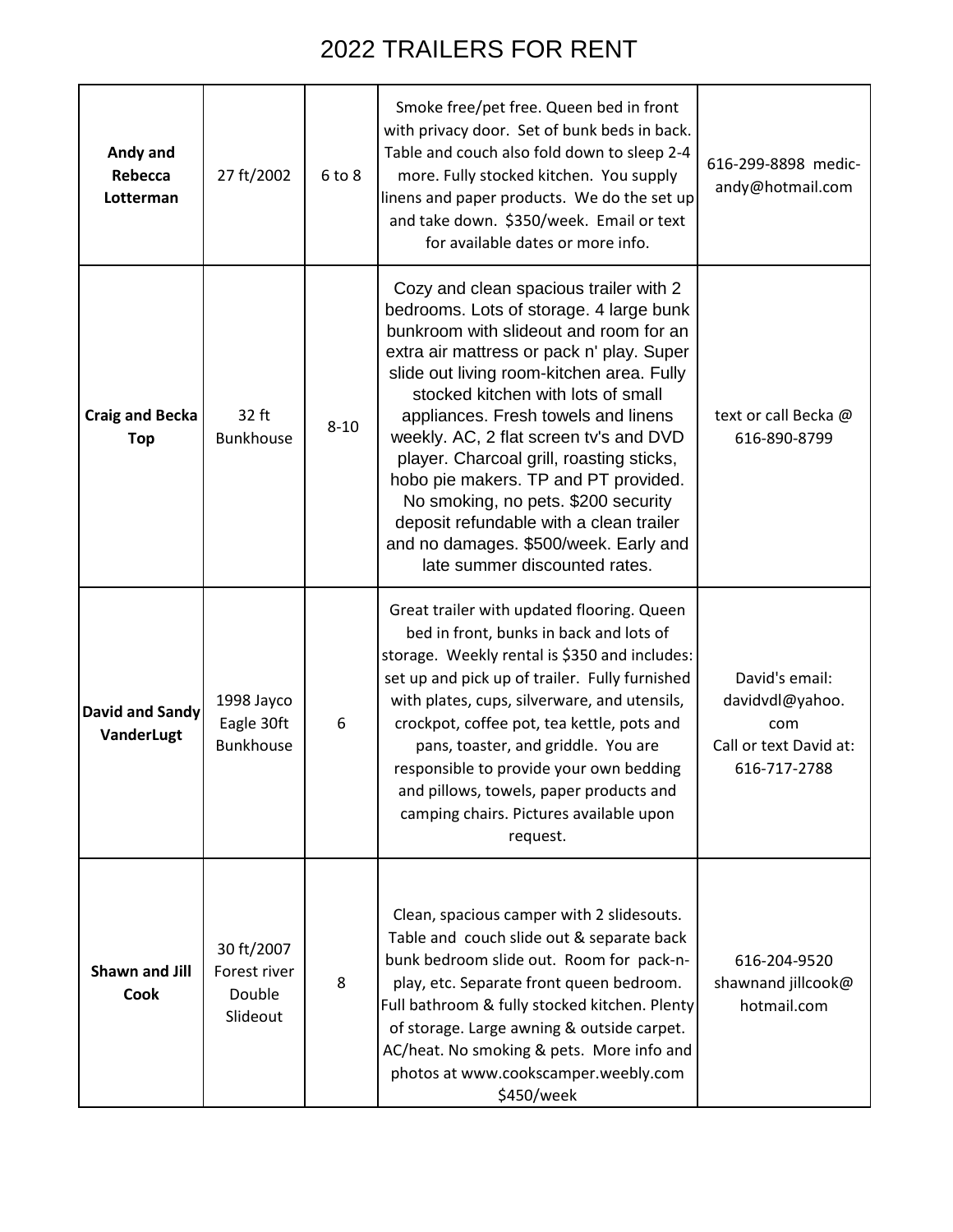# 2022 TRAILERS FOR RENT

| | | | | |
|---|---|---|---|---|
| **Andy and Rebecca Lotterman** | 27 ft/2002 | 6 to 8 | Smoke free/pet free. Queen bed in front with privacy door. Set of bunk beds in back. Table and couch also fold down to sleep 2-4 more. Fully stocked kitchen. You supply linens and paper products. We do the set up and take down. $350/week. Email or text for available dates or more info. | 616-299-8898 medic-andy@hotmail.com |
| **Craig and Becka Top** | 32 ft Bunkhouse | 8-10 | Cozy and clean spacious trailer with 2 bedrooms. Lots of storage. 4 large bunk bunkroom with slideout and room for an extra air mattress or pack n' play. Super slide out living room-kitchen area. Fully stocked kitchen with lots of small appliances. Fresh towels and linens weekly. AC, 2 flat screen tv's and DVD player. Charcoal grill, roasting sticks, hobo pie makers. TP and PT provided. No smoking, no pets. $200 security deposit refundable with a clean trailer and no damages. $500/week. Early and late summer discounted rates. | text or call Becka @ 616-890-8799 |
| **David and Sandy VanderLugt** | 1998 Jayco Eagle 30ft Bunkhouse | 6 | Great trailer with updated flooring. Queen bed in front, bunks in back and lots of storage. Weekly rental is $350 and includes: set up and pick up of trailer. Fully furnished with plates, cups, silverware, and utensils, crockpot, coffee pot, tea kettle, pots and pans, toaster, and griddle. You are responsible to provide your own bedding and pillows, towels, paper products and camping chairs. Pictures available upon request. | David's email: davidvdl@yahoo.com Call or text David at: 616-717-2788 |
| **Shawn and Jill Cook** | 30 ft/2007 Forest river Double Slideout | 8 | Clean, spacious camper with 2 slidesouts. Table and couch slide out & separate back bunk bedroom slide out. Room for pack-n-play, etc. Separate front queen bedroom. Full bathroom & fully stocked kitchen. Plenty of storage. Large awning & outside carpet. AC/heat. No smoking & pets. More info and photos at www.cookscamper.weebly.com $450/week | 616-204-9520 shawnand jillcook@hotmail.com |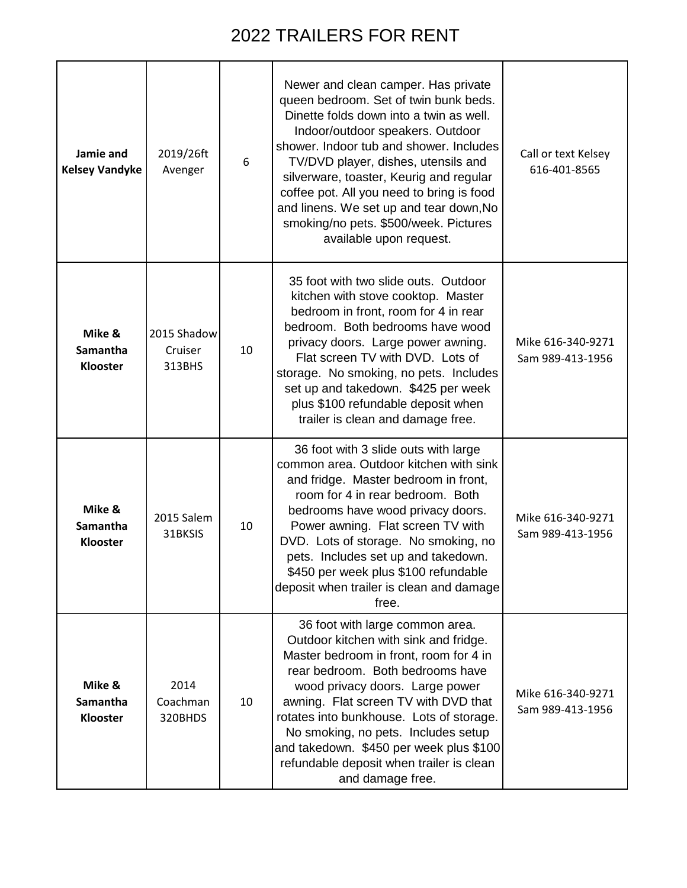# 2022 TRAILERS FOR RENT

| | | | | |
|---|---|---|---|---|
| **Jamie and Kelsey Vandyke** | 2019/26ft Avenger | 6 | Newer and clean camper. Has private queen bedroom. Set of twin bunk beds. Dinette folds down into a twin as well. Indoor/outdoor speakers. Outdoor shower. Indoor tub and shower. Includes TV/DVD player, dishes, utensils and silverware, toaster, Keurig and regular coffee pot. All you need to bring is food and linens. We set up and tear down,No smoking/no pets. $500/week. Pictures available upon request. | Call or text Kelsey 616-401-8565 |
| **Mike & Samantha Klooster** | 2015 Shadow Cruiser 313BHS | 10 | 35 foot with two slide outs. Outdoor kitchen with stove cooktop. Master bedroom in front, room for 4 in rear bedroom. Both bedrooms have wood privacy doors. Large power awning. Flat screen TV with DVD. Lots of storage. No smoking, no pets. Includes set up and takedown. $425 per week plus $100 refundable deposit when trailer is clean and damage free. | Mike 616-340-9271 Sam 989-413-1956 |
| **Mike & Samantha Klooster** | 2015 Salem 31BKSIS | 10 | 36 foot with 3 slide outs with large common area. Outdoor kitchen with sink and fridge. Master bedroom in front, room for 4 in rear bedroom. Both bedrooms have wood privacy doors. Power awning. Flat screen TV with DVD. Lots of storage. No smoking, no pets. Includes set up and takedown. $450 per week plus $100 refundable deposit when trailer is clean and damage free. | Mike 616-340-9271 Sam 989-413-1956 |
| **Mike & Samantha Klooster** | 2014 Coachman 320BHDS | 10 | 36 foot with large common area. Outdoor kitchen with sink and fridge. Master bedroom in front, room for 4 in rear bedroom. Both bedrooms have wood privacy doors. Large power awning. Flat screen TV with DVD that rotates into bunkhouse. Lots of storage. No smoking, no pets. Includes setup and takedown. $450 per week plus $100 refundable deposit when trailer is clean and damage free. | Mike 616-340-9271 Sam 989-413-1956 |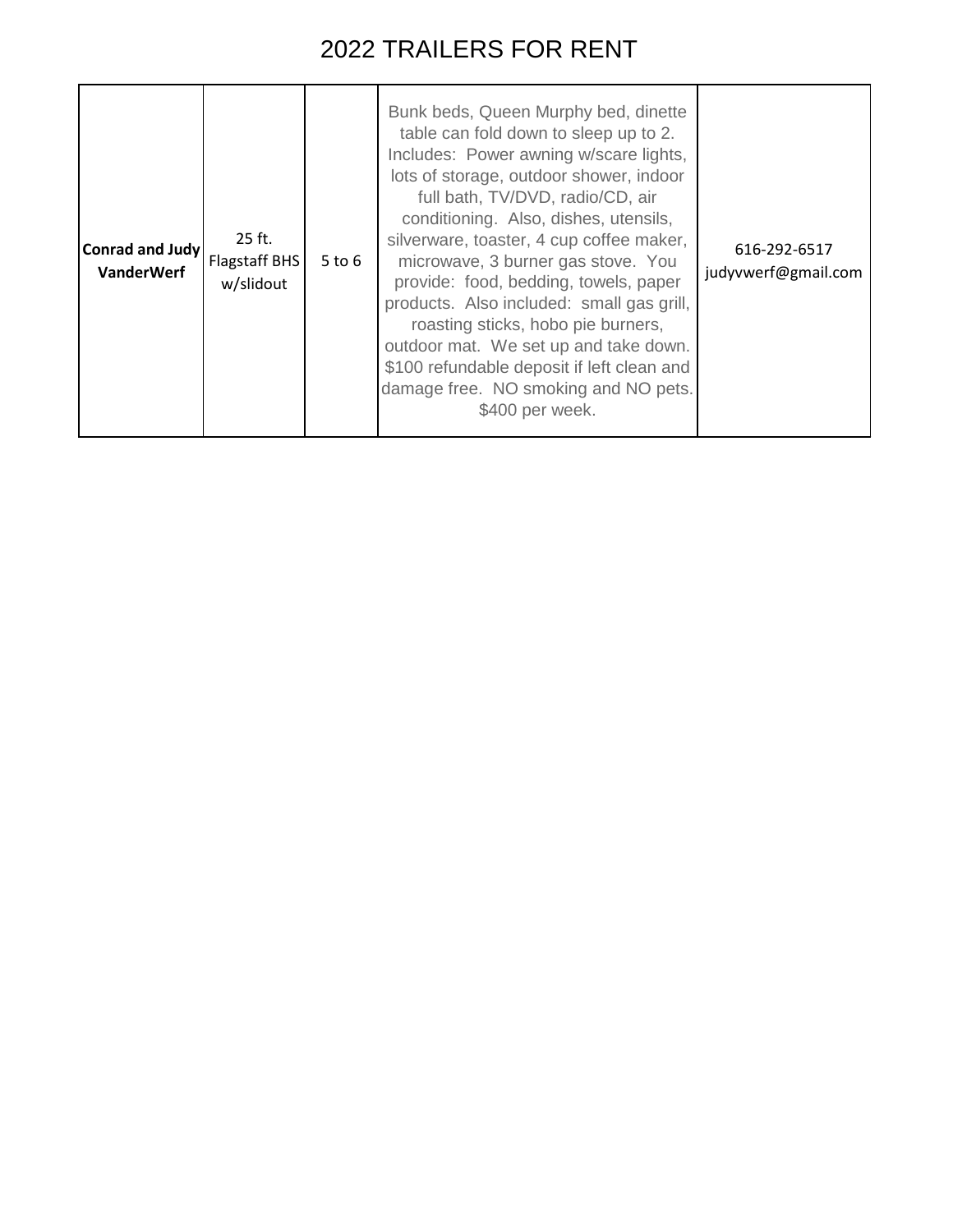# 2022 TRAILERS FOR RENT

| | | | | |
|---|---|---|---|---|
| **Conrad and Judy VanderWerf** | 25 ft. Flagstaff BHS w/slidout | 5 to 6 | Bunk beds, Queen Murphy bed, dinette table can fold down to sleep up to 2. Includes: Power awning w/scare lights, lots of storage, outdoor shower, indoor full bath, TV/DVD, radio/CD, air conditioning. Also, dishes, utensils, silverware, toaster, 4 cup coffee maker, microwave, 3 burner gas stove. You provide: food, bedding, towels, paper products. Also included: small gas grill, roasting sticks, hobo pie burners, outdoor mat. We set up and take down. $100 refundable deposit if left clean and damage free. NO smoking and NO pets. $400 per week. | 616-292-6517 judyvwerf@gmail.com |